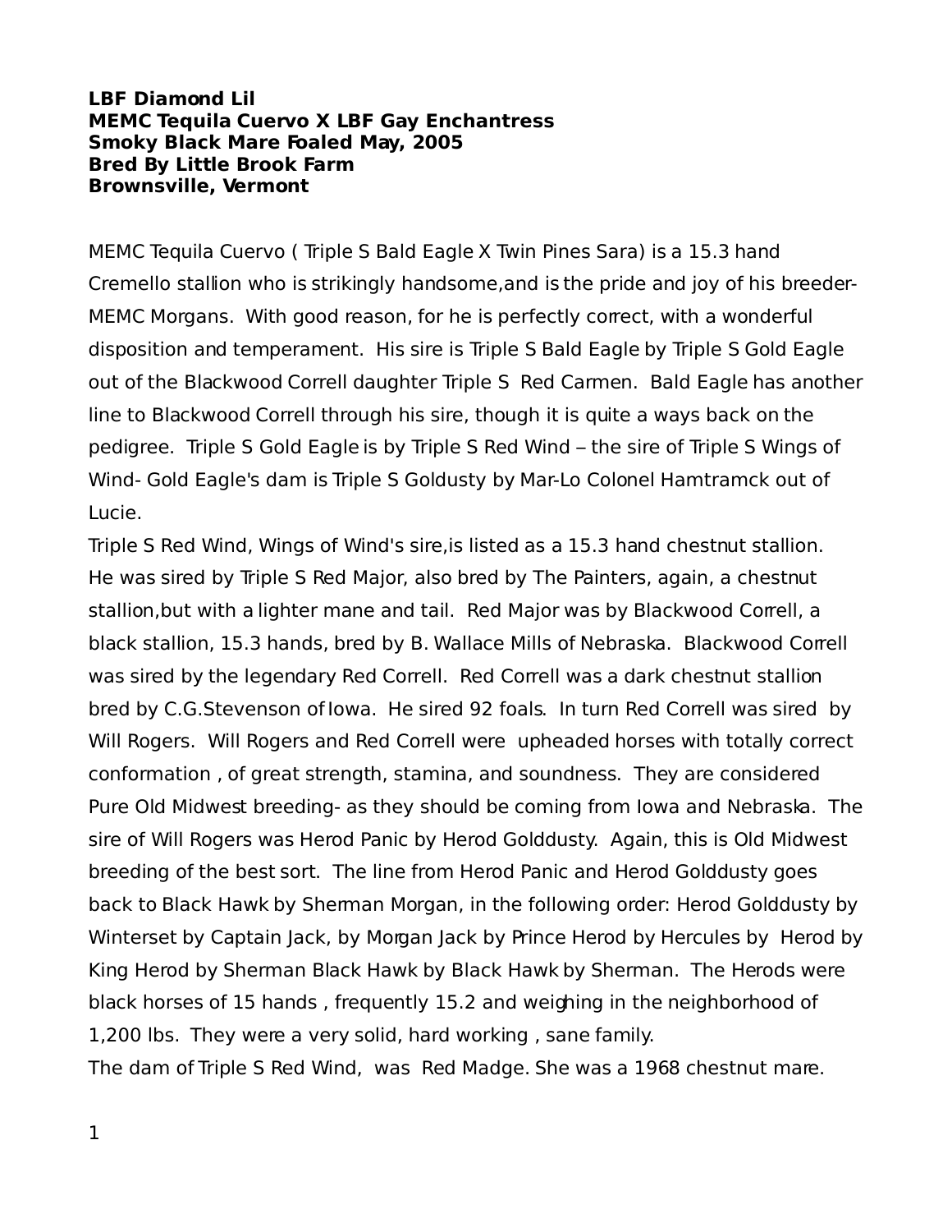**LBF Diamond Lil**
**MEMC Tequila Cuervo X LBF Gay Enchantress**
**Smoky Black Mare Foaled May, 2005**
**Bred By Little Brook Farm**
**Brownsville, Vermont**

MEMC Tequila Cuervo ( Triple S Bald Eagle X Twin Pines Sara) is a 15.3 hand Cremello stallion who is strikingly handsome,and is the pride and joy of his breeder- MEMC Morgans. With good reason, for he is perfectly correct, with a wonderful disposition and temperament. His sire is Triple S Bald Eagle by Triple S Gold Eagle out of the Blackwood Correll daughter Triple S Red Carmen. Bald Eagle has another line to Blackwood Correll through his sire, though it is quite a ways back on the pedigree. Triple S Gold Eagle is by Triple S Red Wind – the sire of Triple S Wings of Wind- Gold Eagle's dam is Triple S Goldusty by Mar-Lo Colonel Hamtramck out of Lucie.

Triple S Red Wind, Wings of Wind's sire,is listed as a 15.3 hand chestnut stallion. He was sired by Triple S Red Major, also bred by The Painters, again, a chestnut stallion,but with a lighter mane and tail. Red Major was by Blackwood Correll, a black stallion, 15.3 hands, bred by B. Wallace Mills of Nebraska. Blackwood Correll was sired by the legendary Red Correll. Red Correll was a dark chestnut stallion bred by C.G.Stevenson of Iowa. He sired 92 foals. In turn Red Correll was sired by Will Rogers. Will Rogers and Red Correll were upheaded horses with totally correct conformation , of great strength, stamina, and soundness. They are considered Pure Old Midwest breeding- as they should be coming from Iowa and Nebraska. The sire of Will Rogers was Herod Panic by Herod Golddusty. Again, this is Old Midwest breeding of the best sort. The line from Herod Panic and Herod Golddusty goes back to Black Hawk by Sherman Morgan, in the following order: Herod Golddusty by Winterset by Captain Jack, by Morgan Jack by Prince Herod by Hercules by Herod by King Herod by Sherman Black Hawk by Black Hawk by Sherman. The Herods were black horses of 15 hands , frequently 15.2 and weighing in the neighborhood of 1,200 lbs. They were a very solid, hard working , sane family.

The dam of Triple S Red Wind, was Red Madge. She was a 1968 chestnut mare.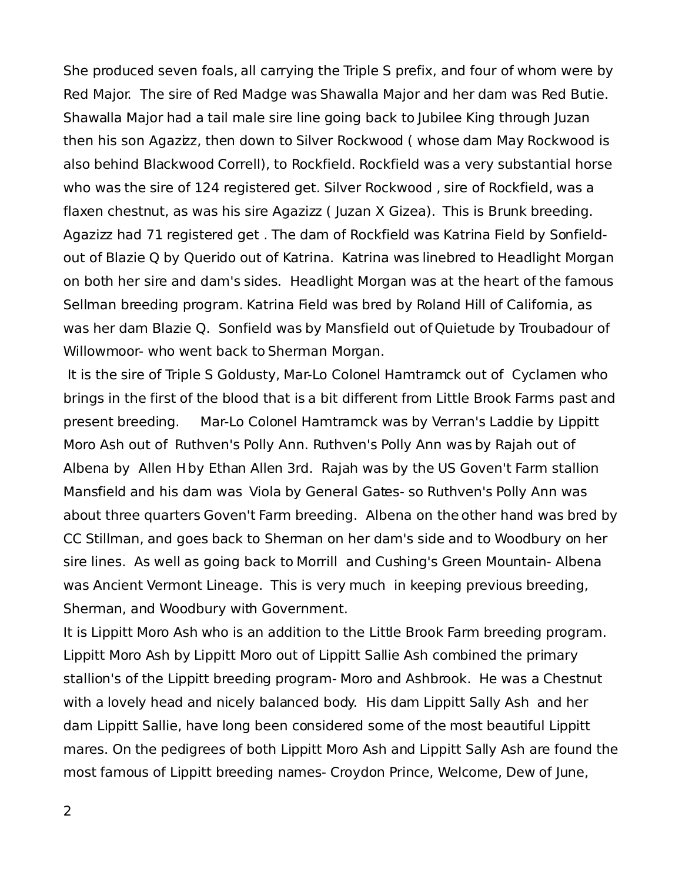She produced seven foals, all carrying the Triple S prefix, and four of whom were by Red Major. The sire of Red Madge was Shawalla Major and her dam was Red Butie. Shawalla Major had a tail male sire line going back to Jubilee King through Juzan then his son Agazizz, then down to Silver Rockwood ( whose dam May Rockwood is also behind Blackwood Correll), to Rockfield. Rockfield was a very substantial horse who was the sire of 124 registered get. Silver Rockwood , sire of Rockfield, was a flaxen chestnut, as was his sire Agazizz ( Juzan X Gizea). This is Brunk breeding. Agazizz had 71 registered get . The dam of Rockfield was Katrina Field by Sonfield- out of Blazie Q by Querido out of Katrina. Katrina was linebred to Headlight Morgan on both her sire and dam's sides. Headlight Morgan was at the heart of the famous Sellman breeding program. Katrina Field was bred by Roland Hill of California, as was her dam Blazie Q. Sonfield was by Mansfield out of Quietude by Troubadour of Willowmoor- who went back to Sherman Morgan.

It is the sire of Triple S Goldusty, Mar-Lo Colonel Hamtramck out of Cyclamen who brings in the first of the blood that is a bit different from Little Brook Farms past and present breeding. Mar-Lo Colonel Hamtramck was by Verran's Laddie by Lippitt Moro Ash out of Ruthven's Polly Ann. Ruthven's Polly Ann was by Rajah out of Albena by Allen H by Ethan Allen 3rd. Rajah was by the US Goven't Farm stallion Mansfield and his dam was Viola by General Gates- so Ruthven's Polly Ann was about three quarters Goven't Farm breeding. Albena on the other hand was bred by CC Stillman, and goes back to Sherman on her dam's side and to Woodbury on her sire lines. As well as going back to Morrill and Cushing's Green Mountain- Albena was Ancient Vermont Lineage. This is very much in keeping previous breeding, Sherman, and Woodbury with Government.

It is Lippitt Moro Ash who is an addition to the Little Brook Farm breeding program. Lippitt Moro Ash by Lippitt Moro out of Lippitt Sallie Ash combined the primary stallion's of the Lippitt breeding program- Moro and Ashbrook. He was a Chestnut with a lovely head and nicely balanced body. His dam Lippitt Sally Ash and her dam Lippitt Sallie, have long been considered some of the most beautiful Lippitt mares. On the pedigrees of both Lippitt Moro Ash and Lippitt Sally Ash are found the most famous of Lippitt breeding names- Croydon Prince, Welcome, Dew of June,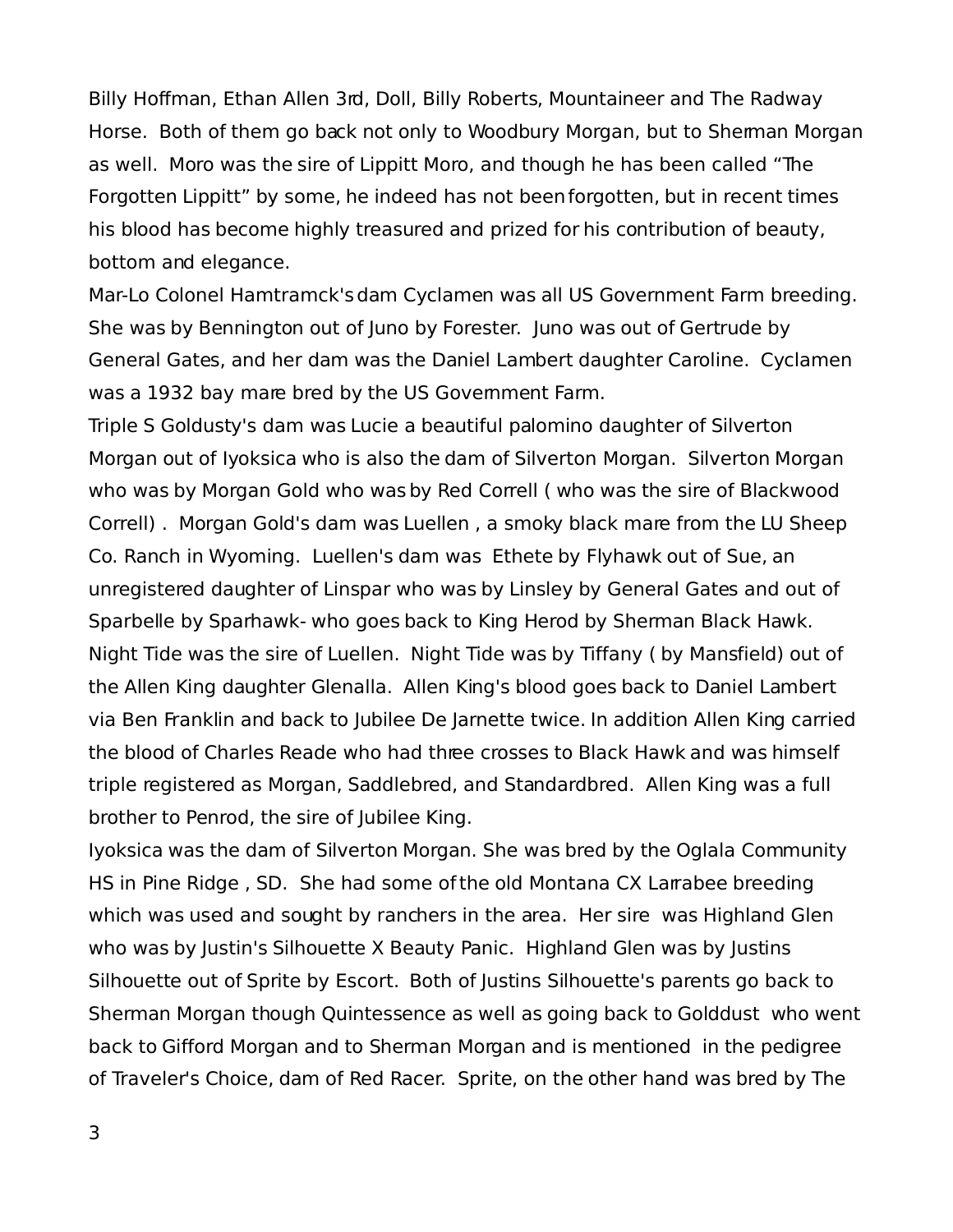Billy Hoffman, Ethan Allen 3rd, Doll, Billy Roberts, Mountaineer and The Radway Horse. Both of them go back not only to Woodbury Morgan, but to Sherman Morgan as well. Moro was the sire of Lippitt Moro, and though he has been called "The Forgotten Lippitt" by some, he indeed has not been forgotten, but in recent times his blood has become highly treasured and prized for his contribution of beauty, bottom and elegance.

Mar-Lo Colonel Hamtramck's dam Cyclamen was all US Government Farm breeding. She was by Bennington out of Juno by Forester. Juno was out of Gertrude by General Gates, and her dam was the Daniel Lambert daughter Caroline. Cyclamen was a 1932 bay mare bred by the US Government Farm.

Triple S Goldusty's dam was Lucie a beautiful palomino daughter of Silverton Morgan out of Iyoksica who is also the dam of Silverton Morgan. Silverton Morgan who was by Morgan Gold who was by Red Correll ( who was the sire of Blackwood Correll) . Morgan Gold's dam was Luellen , a smoky black mare from the LU Sheep Co. Ranch in Wyoming. Luellen's dam was Ethete by Flyhawk out of Sue, an unregistered daughter of Linspar who was by Linsley by General Gates and out of Sparbelle by Sparhawk- who goes back to King Herod by Sherman Black Hawk. Night Tide was the sire of Luellen. Night Tide was by Tiffany ( by Mansfield) out of the Allen King daughter Glenalla. Allen King's blood goes back to Daniel Lambert via Ben Franklin and back to Jubilee De Jarnette twice. In addition Allen King carried the blood of Charles Reade who had three crosses to Black Hawk and was himself triple registered as Morgan, Saddlebred, and Standardbred. Allen King was a full brother to Penrod, the sire of Jubilee King.

Iyoksica was the dam of Silverton Morgan. She was bred by the Oglala Community HS in Pine Ridge , SD. She had some of the old Montana CX Larrabee breeding which was used and sought by ranchers in the area. Her sire was Highland Glen who was by Justin's Silhouette X Beauty Panic. Highland Glen was by Justins Silhouette out of Sprite by Escort. Both of Justins Silhouette's parents go back to Sherman Morgan though Quintessence as well as going back to Golddust who went back to Gifford Morgan and to Sherman Morgan and is mentioned in the pedigree of Traveler's Choice, dam of Red Racer. Sprite, on the other hand was bred by The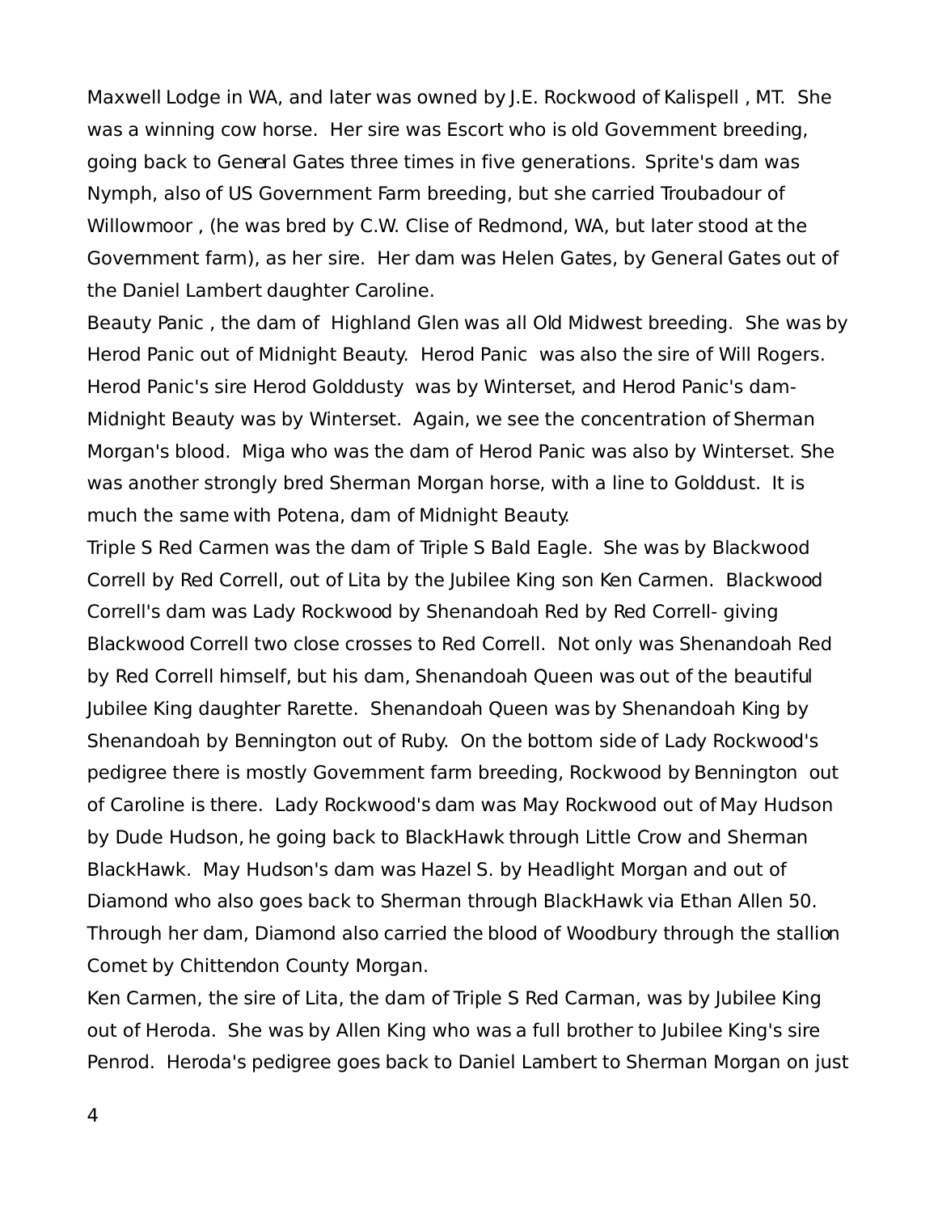Maxwell Lodge in WA, and later was owned by J.E. Rockwood of Kalispell , MT. She was a winning cow horse. Her sire was Escort who is old Government breeding, going back to General Gates three times in five generations. Sprite's dam was Nymph, also of US Government Farm breeding, but she carried Troubadour of Willowmoor , (he was bred by C.W. Clise of Redmond, WA, but later stood at the Government farm), as her sire. Her dam was Helen Gates, by General Gates out of the Daniel Lambert daughter Caroline.

Beauty Panic , the dam of Highland Glen was all Old Midwest breeding. She was by Herod Panic out of Midnight Beauty. Herod Panic was also the sire of Will Rogers. Herod Panic's sire Herod Golddusty was by Winterset, and Herod Panic's dam- Midnight Beauty was by Winterset. Again, we see the concentration of Sherman Morgan's blood. Miga who was the dam of Herod Panic was also by Winterset. She was another strongly bred Sherman Morgan horse, with a line to Golddust. It is much the same with Potena, dam of Midnight Beauty.

Triple S Red Carmen was the dam of Triple S Bald Eagle. She was by Blackwood Correll by Red Correll, out of Lita by the Jubilee King son Ken Carmen. Blackwood Correll's dam was Lady Rockwood by Shenandoah Red by Red Correll- giving Blackwood Correll two close crosses to Red Correll. Not only was Shenandoah Red by Red Correll himself, but his dam, Shenandoah Queen was out of the beautiful Jubilee King daughter Rarette. Shenandoah Queen was by Shenandoah King by Shenandoah by Bennington out of Ruby. On the bottom side of Lady Rockwood's pedigree there is mostly Government farm breeding, Rockwood by Bennington out of Caroline is there. Lady Rockwood's dam was May Rockwood out of May Hudson by Dude Hudson, he going back to BlackHawk through Little Crow and Sherman BlackHawk. May Hudson's dam was Hazel S. by Headlight Morgan and out of Diamond who also goes back to Sherman through BlackHawk via Ethan Allen 50. Through her dam, Diamond also carried the blood of Woodbury through the stallion Comet by Chittendon County Morgan.

Ken Carmen, the sire of Lita, the dam of Triple S Red Carman, was by Jubilee King out of Heroda. She was by Allen King who was a full brother to Jubilee King's sire Penrod. Heroda's pedigree goes back to Daniel Lambert to Sherman Morgan on just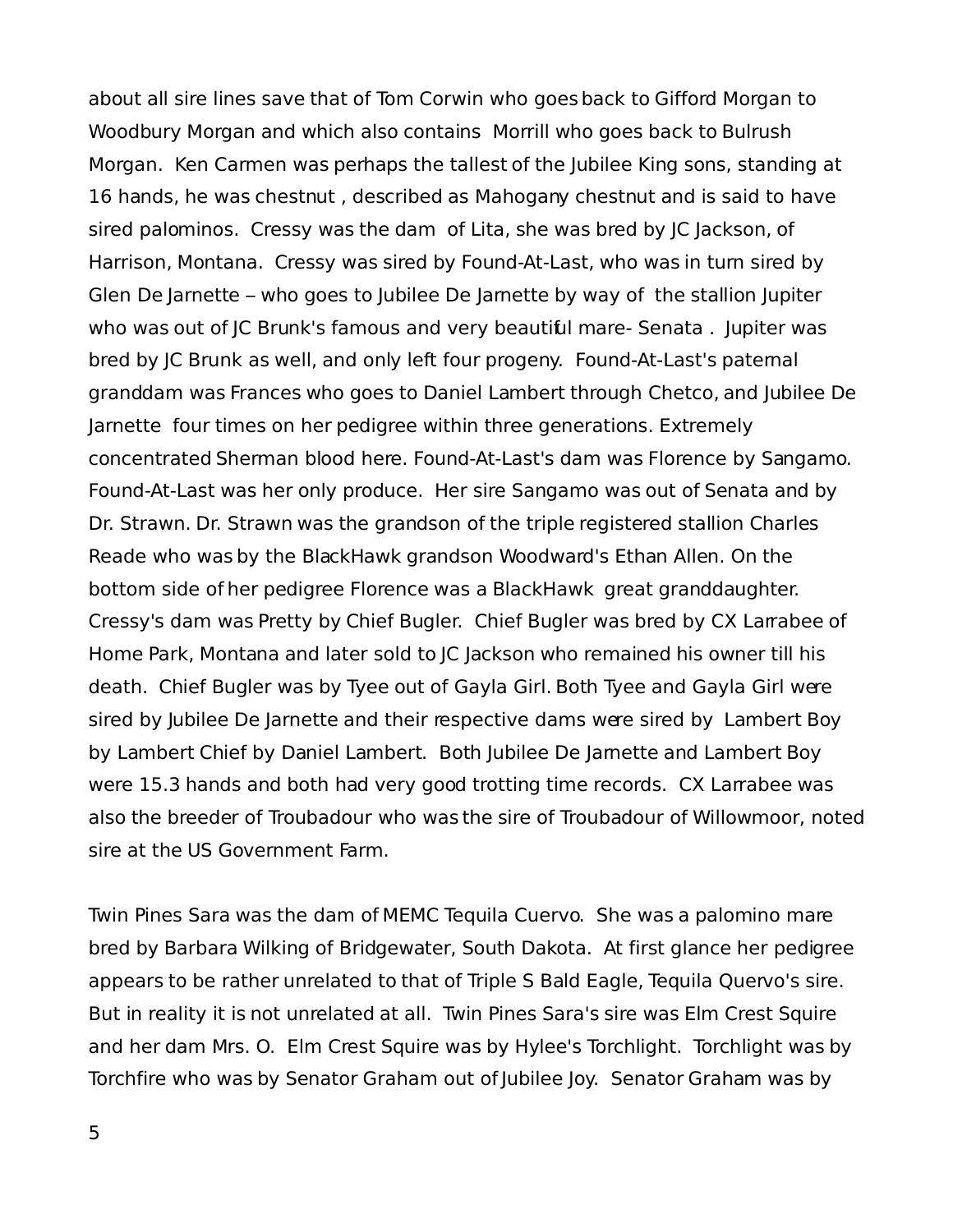about all sire lines save that of Tom Corwin who goes back to Gifford Morgan to Woodbury Morgan and which also contains Morrill who goes back to Bulrush Morgan. Ken Carmen was perhaps the tallest of the Jubilee King sons, standing at 16 hands, he was chestnut , described as Mahogany chestnut and is said to have sired palominos. Cressy was the dam of Lita, she was bred by JC Jackson, of Harrison, Montana. Cressy was sired by Found-At-Last, who was in turn sired by Glen De Jarnette – who goes to Jubilee De Jarnette by way of the stallion Jupiter who was out of JC Brunk's famous and very beautiful mare- Senata . Jupiter was bred by JC Brunk as well, and only left four progeny. Found-At-Last's paternal granddam was Frances who goes to Daniel Lambert through Chetco, and Jubilee De Jarnette four times on her pedigree within three generations. Extremely concentrated Sherman blood here. Found-At-Last's dam was Florence by Sangamo. Found-At-Last was her only produce. Her sire Sangamo was out of Senata and by Dr. Strawn. Dr. Strawn was the grandson of the triple registered stallion Charles Reade who was by the BlackHawk grandson Woodward's Ethan Allen. On the bottom side of her pedigree Florence was a BlackHawk great granddaughter. Cressy's dam was Pretty by Chief Bugler. Chief Bugler was bred by CX Larrabee of Home Park, Montana and later sold to JC Jackson who remained his owner till his death. Chief Bugler was by Tyee out of Gayla Girl. Both Tyee and Gayla Girl were sired by Jubilee De Jarnette and their respective dams were sired by Lambert Boy by Lambert Chief by Daniel Lambert. Both Jubilee De Jarnette and Lambert Boy were 15.3 hands and both had very good trotting time records. CX Larrabee was also the breeder of Troubadour who was the sire of Troubadour of Willowmoor, noted sire at the US Government Farm.

Twin Pines Sara was the dam of MEMC Tequila Cuervo. She was a palomino mare bred by Barbara Wilking of Bridgewater, South Dakota. At first glance her pedigree appears to be rather unrelated to that of Triple S Bald Eagle, Tequila Quervo's sire. But in reality it is not unrelated at all. Twin Pines Sara's sire was Elm Crest Squire and her dam Mrs. O. Elm Crest Squire was by Hylee's Torchlight. Torchlight was by Torchfire who was by Senator Graham out of Jubilee Joy. Senator Graham was by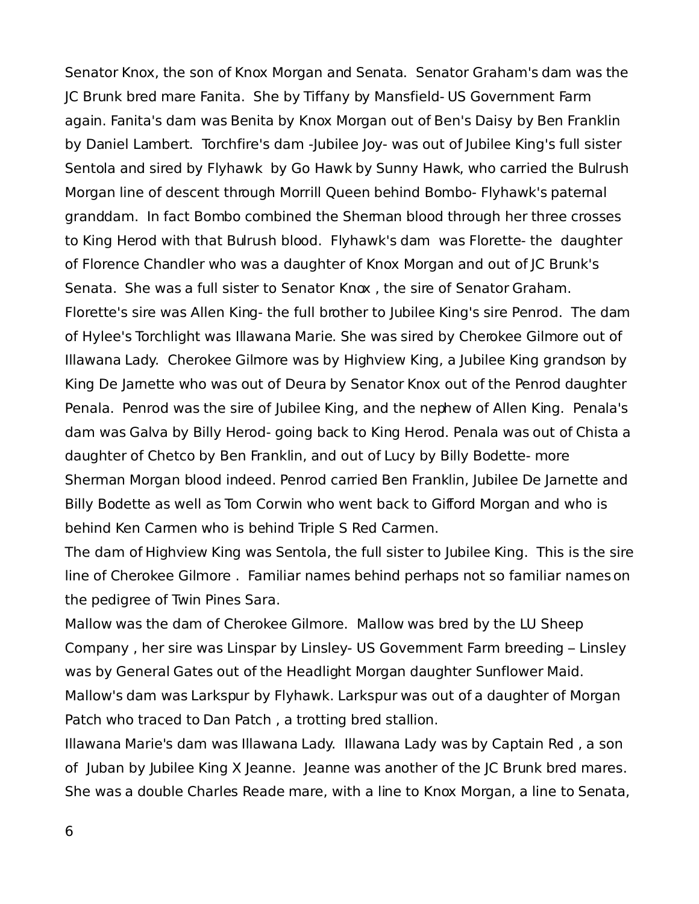Senator Knox, the son of Knox Morgan and Senata. Senator Graham's dam was the JC Brunk bred mare Fanita. She by Tiffany by Mansfield- US Government Farm again. Fanita's dam was Benita by Knox Morgan out of Ben's Daisy by Ben Franklin by Daniel Lambert. Torchfire's dam -Jubilee Joy- was out of Jubilee King's full sister Sentola and sired by Flyhawk by Go Hawk by Sunny Hawk, who carried the Bulrush Morgan line of descent through Morrill Queen behind Bombo- Flyhawk's paternal granddam. In fact Bombo combined the Sherman blood through her three crosses to King Herod with that Bulrush blood. Flyhawk's dam was Florette- the daughter of Florence Chandler who was a daughter of Knox Morgan and out of JC Brunk's Senata. She was a full sister to Senator Knox , the sire of Senator Graham. Florette's sire was Allen King- the full brother to Jubilee King's sire Penrod. The dam of Hylee's Torchlight was Illawana Marie. She was sired by Cherokee Gilmore out of Illawana Lady. Cherokee Gilmore was by Highview King, a Jubilee King grandson by King De Jarnette who was out of Deura by Senator Knox out of the Penrod daughter Penala. Penrod was the sire of Jubilee King, and the nephew of Allen King. Penala's dam was Galva by Billy Herod- going back to King Herod. Penala was out of Chista a daughter of Chetco by Ben Franklin, and out of Lucy by Billy Bodette- more Sherman Morgan blood indeed. Penrod carried Ben Franklin, Jubilee De Jarnette and Billy Bodette as well as Tom Corwin who went back to Gifford Morgan and who is behind Ken Carmen who is behind Triple S Red Carmen.

The dam of Highview King was Sentola, the full sister to Jubilee King. This is the sire line of Cherokee Gilmore . Familiar names behind perhaps not so familiar names on the pedigree of Twin Pines Sara.

Mallow was the dam of Cherokee Gilmore. Mallow was bred by the LU Sheep Company , her sire was Linspar by Linsley- US Government Farm breeding – Linsley was by General Gates out of the Headlight Morgan daughter Sunflower Maid. Mallow's dam was Larkspur by Flyhawk. Larkspur was out of a daughter of Morgan Patch who traced to Dan Patch , a trotting bred stallion.

Illawana Marie's dam was Illawana Lady. Illawana Lady was by Captain Red , a son of Juban by Jubilee King X Jeanne. Jeanne was another of the JC Brunk bred mares. She was a double Charles Reade mare, with a line to Knox Morgan, a line to Senata,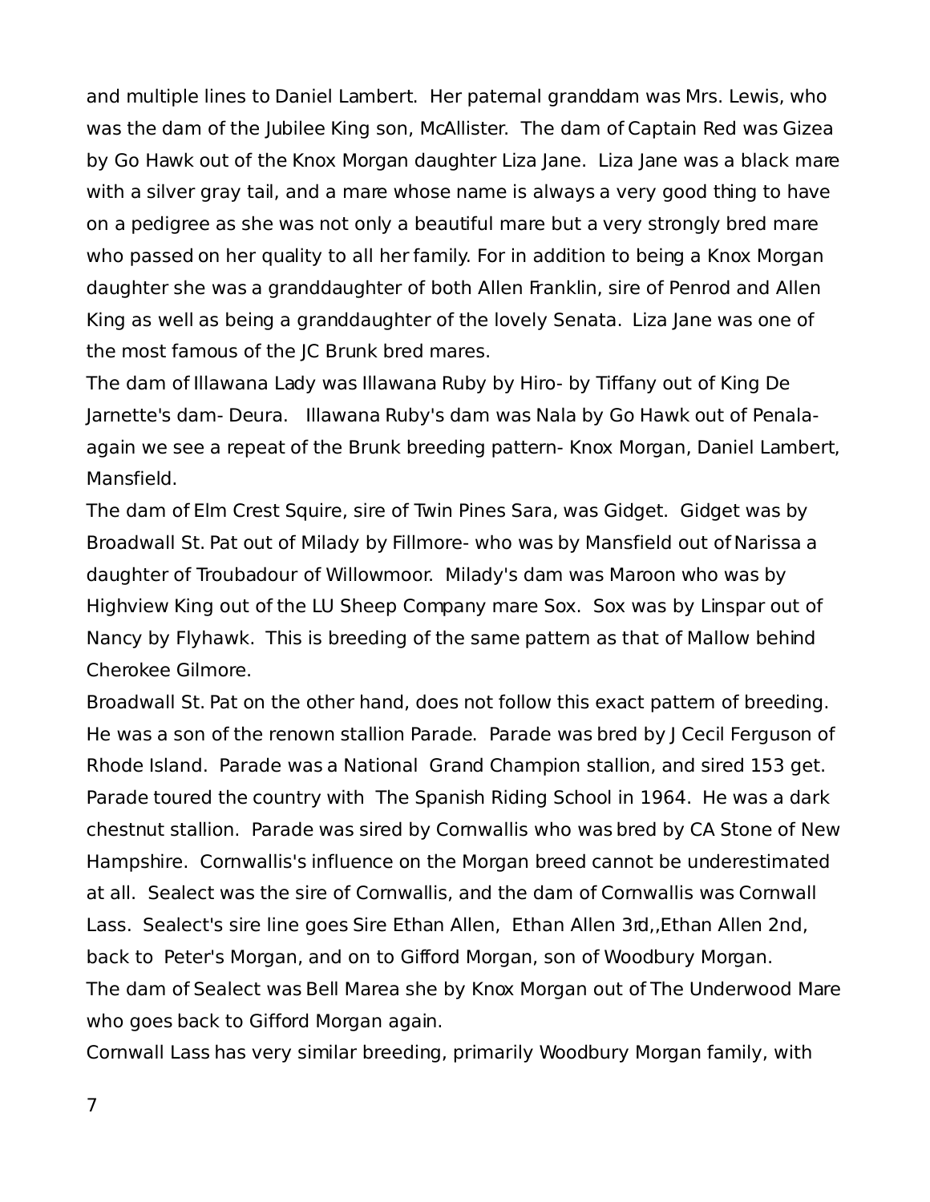and multiple lines to Daniel Lambert. Her paternal granddam was Mrs. Lewis, who was the dam of the Jubilee King son, McAllister. The dam of Captain Red was Gizea by Go Hawk out of the Knox Morgan daughter Liza Jane. Liza Jane was a black mare with a silver gray tail, and a mare whose name is always a very good thing to have on a pedigree as she was not only a beautiful mare but a very strongly bred mare who passed on her quality to all her family. For in addition to being a Knox Morgan daughter she was a granddaughter of both Allen Franklin, sire of Penrod and Allen King as well as being a granddaughter of the lovely Senata. Liza Jane was one of the most famous of the JC Brunk bred mares.

The dam of Illawana Lady was Illawana Ruby by Hiro- by Tiffany out of King De Jarnette's dam- Deura. Illawana Ruby's dam was Nala by Go Hawk out of Penala- again we see a repeat of the Brunk breeding pattern- Knox Morgan, Daniel Lambert, Mansfield.

The dam of Elm Crest Squire, sire of Twin Pines Sara, was Gidget. Gidget was by Broadwall St. Pat out of Milady by Fillmore- who was by Mansfield out of Narissa a daughter of Troubadour of Willowmoor. Milady's dam was Maroon who was by Highview King out of the LU Sheep Company mare Sox. Sox was by Linspar out of Nancy by Flyhawk. This is breeding of the same pattern as that of Mallow behind Cherokee Gilmore.

Broadwall St. Pat on the other hand, does not follow this exact pattern of breeding. He was a son of the renown stallion Parade. Parade was bred by J Cecil Ferguson of Rhode Island. Parade was a National Grand Champion stallion, and sired 153 get. Parade toured the country with The Spanish Riding School in 1964. He was a dark chestnut stallion. Parade was sired by Cornwallis who was bred by CA Stone of New Hampshire. Cornwallis's influence on the Morgan breed cannot be underestimated at all. Sealect was the sire of Cornwallis, and the dam of Cornwallis was Cornwall Lass. Sealect's sire line goes Sire Ethan Allen, Ethan Allen 3rd,,Ethan Allen 2nd, back to Peter's Morgan, and on to Gifford Morgan, son of Woodbury Morgan.

The dam of Sealect was Bell Marea she by Knox Morgan out of The Underwood Mare who goes back to Gifford Morgan again.

Cornwall Lass has very similar breeding, primarily Woodbury Morgan family, with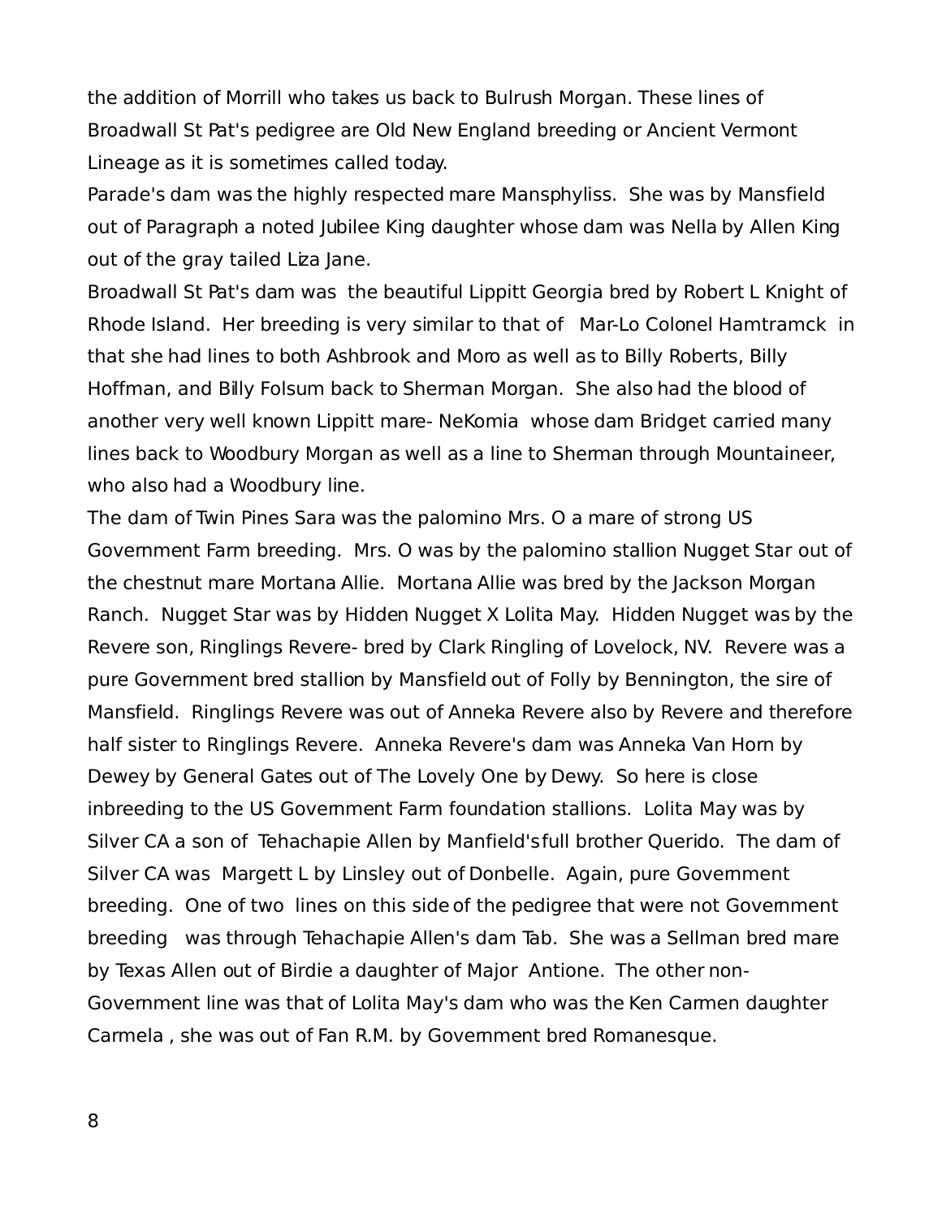the addition of Morrill who takes us back to Bulrush Morgan. These lines of Broadwall St Pat's pedigree are Old New England breeding or Ancient Vermont Lineage as it is sometimes called today.

Parade's dam was the highly respected mare Mansphyliss. She was by Mansfield out of Paragraph a noted Jubilee King daughter whose dam was Nella by Allen King out of the gray tailed Liza Jane.

Broadwall St Pat's dam was the beautiful Lippitt Georgia bred by Robert L Knight of Rhode Island. Her breeding is very similar to that of Mar-Lo Colonel Hamtramck in that she had lines to both Ashbrook and Moro as well as to Billy Roberts, Billy Hoffman, and Billy Folsum back to Sherman Morgan. She also had the blood of another very well known Lippitt mare- NeKomia whose dam Bridget carried many lines back to Woodbury Morgan as well as a line to Sherman through Mountaineer, who also had a Woodbury line.

The dam of Twin Pines Sara was the palomino Mrs. O a mare of strong US Government Farm breeding. Mrs. O was by the palomino stallion Nugget Star out of the chestnut mare Mortana Allie. Mortana Allie was bred by the Jackson Morgan Ranch. Nugget Star was by Hidden Nugget X Lolita May. Hidden Nugget was by the Revere son, Ringlings Revere- bred by Clark Ringling of Lovelock, NV. Revere was a pure Government bred stallion by Mansfield out of Folly by Bennington, the sire of Mansfield. Ringlings Revere was out of Anneka Revere also by Revere and therefore half sister to Ringlings Revere. Anneka Revere's dam was Anneka Van Horn by Dewey by General Gates out of The Lovely One by Dewy. So here is close inbreeding to the US Government Farm foundation stallions. Lolita May was by Silver CA a son of Tehachapie Allen by Manfield's full brother Querido. The dam of Silver CA was Margett L by Linsley out of Donbelle. Again, pure Government breeding. One of two lines on this side of the pedigree that were not Government breeding was through Tehachapie Allen's dam Tab. She was a Sellman bred mare by Texas Allen out of Birdie a daughter of Major Antione. The other non-Government line was that of Lolita May's dam who was the Ken Carmen daughter Carmela , she was out of Fan R.M. by Government bred Romanesque.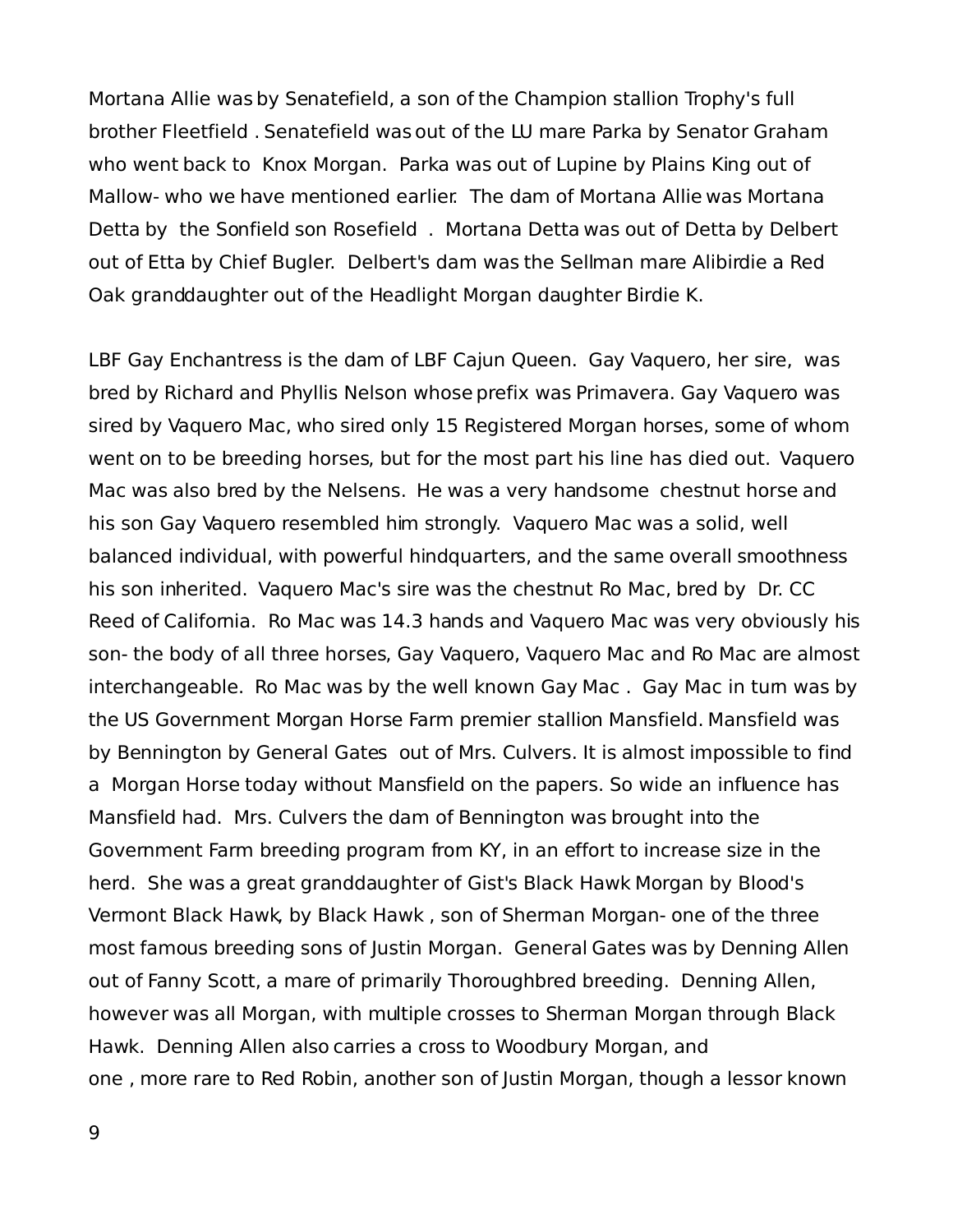Mortana Allie was by Senatefield, a son of the Champion stallion Trophy's full brother Fleetfield . Senatefield was out of the LU mare Parka by Senator Graham who went back to Knox Morgan. Parka was out of Lupine by Plains King out of Mallow- who we have mentioned earlier. The dam of Mortana Allie was Mortana Detta by the Sonfield son Rosefield . Mortana Detta was out of Detta by Delbert out of Etta by Chief Bugler. Delbert's dam was the Sellman mare Alibirdie a Red Oak granddaughter out of the Headlight Morgan daughter Birdie K.

LBF Gay Enchantress is the dam of LBF Cajun Queen. Gay Vaquero, her sire, was bred by Richard and Phyllis Nelson whose prefix was Primavera. Gay Vaquero was sired by Vaquero Mac, who sired only 15 Registered Morgan horses, some of whom went on to be breeding horses, but for the most part his line has died out. Vaquero Mac was also bred by the Nelsens. He was a very handsome chestnut horse and his son Gay Vaquero resembled him strongly. Vaquero Mac was a solid, well balanced individual, with powerful hindquarters, and the same overall smoothness his son inherited. Vaquero Mac's sire was the chestnut Ro Mac, bred by Dr. CC Reed of California. Ro Mac was 14.3 hands and Vaquero Mac was very obviously his son- the body of all three horses, Gay Vaquero, Vaquero Mac and Ro Mac are almost interchangeable. Ro Mac was by the well known Gay Mac . Gay Mac in turn was by the US Government Morgan Horse Farm premier stallion Mansfield. Mansfield was by Bennington by General Gates out of Mrs. Culvers. It is almost impossible to find a Morgan Horse today without Mansfield on the papers. So wide an influence has Mansfield had. Mrs. Culvers the dam of Bennington was brought into the Government Farm breeding program from KY, in an effort to increase size in the herd. She was a great granddaughter of Gist's Black Hawk Morgan by Blood's Vermont Black Hawk, by Black Hawk , son of Sherman Morgan- one of the three most famous breeding sons of Justin Morgan. General Gates was by Denning Allen out of Fanny Scott, a mare of primarily Thoroughbred breeding. Denning Allen, however was all Morgan, with multiple crosses to Sherman Morgan through Black Hawk. Denning Allen also carries a cross to Woodbury Morgan, and one , more rare to Red Robin, another son of Justin Morgan, though a lessor known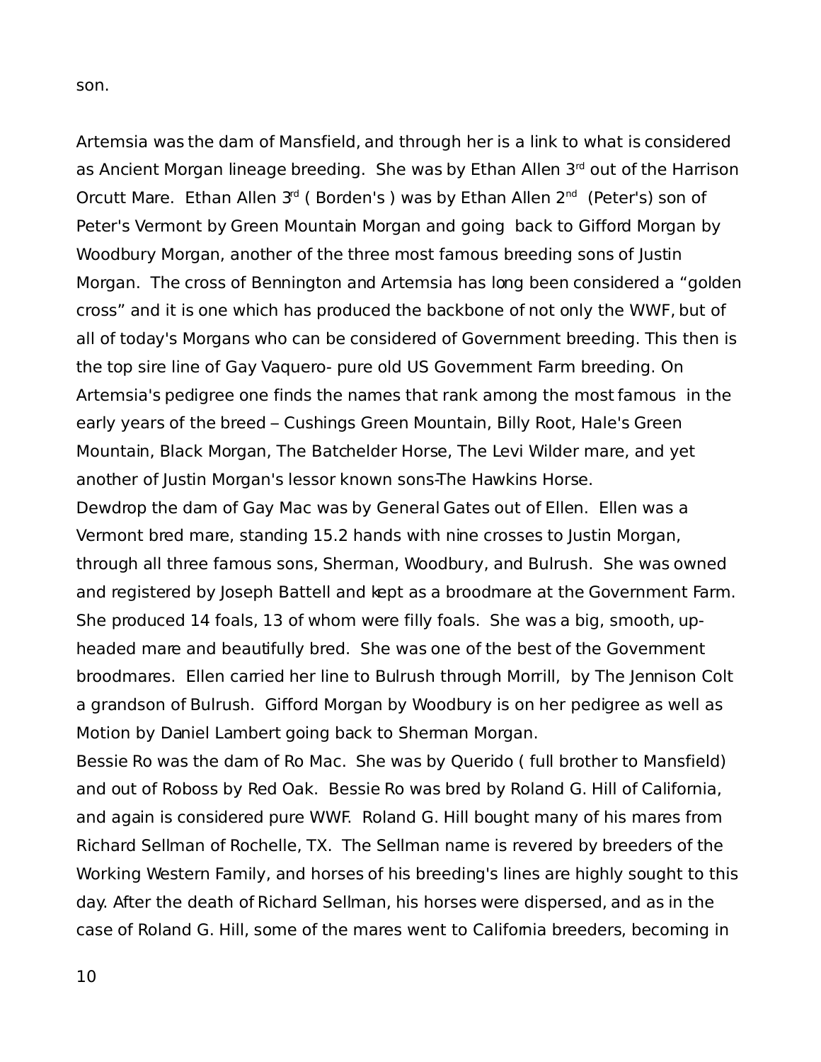son.

Artemsia was the dam of Mansfield, and through her is a link to what is considered as Ancient Morgan lineage breeding. She was by Ethan Allen 3rd out of the Harrison Orcutt Mare. Ethan Allen 3rd ( Borden's ) was by Ethan Allen 2nd (Peter's) son of Peter's Vermont by Green Mountain Morgan and going back to Gifford Morgan by Woodbury Morgan, another of the three most famous breeding sons of Justin Morgan. The cross of Bennington and Artemsia has long been considered a "golden cross" and it is one which has produced the backbone of not only the WWF, but of all of today's Morgans who can be considered of Government breeding. This then is the top sire line of Gay Vaquero- pure old US Government Farm breeding. On Artemsia's pedigree one finds the names that rank among the most famous in the early years of the breed – Cushings Green Mountain, Billy Root, Hale's Green Mountain, Black Morgan, The Batchelder Horse, The Levi Wilder mare, and yet another of Justin Morgan's lessor known sons-The Hawkins Horse.

Dewdrop the dam of Gay Mac was by General Gates out of Ellen. Ellen was a Vermont bred mare, standing 15.2 hands with nine crosses to Justin Morgan, through all three famous sons, Sherman, Woodbury, and Bulrush. She was owned and registered by Joseph Battell and kept as a broodmare at the Government Farm. She produced 14 foals, 13 of whom were filly foals. She was a big, smooth, up-headed mare and beautifully bred. She was one of the best of the Government broodmares. Ellen carried her line to Bulrush through Morrill, by The Jennison Colt a grandson of Bulrush. Gifford Morgan by Woodbury is on her pedigree as well as Motion by Daniel Lambert going back to Sherman Morgan.

Bessie Ro was the dam of Ro Mac. She was by Querido ( full brother to Mansfield) and out of Roboss by Red Oak. Bessie Ro was bred by Roland G. Hill of California, and again is considered pure WWF. Roland G. Hill bought many of his mares from Richard Sellman of Rochelle, TX. The Sellman name is revered by breeders of the Working Western Family, and horses of his breeding's lines are highly sought to this day. After the death of Richard Sellman, his horses were dispersed, and as in the case of Roland G. Hill, some of the mares went to California breeders, becoming in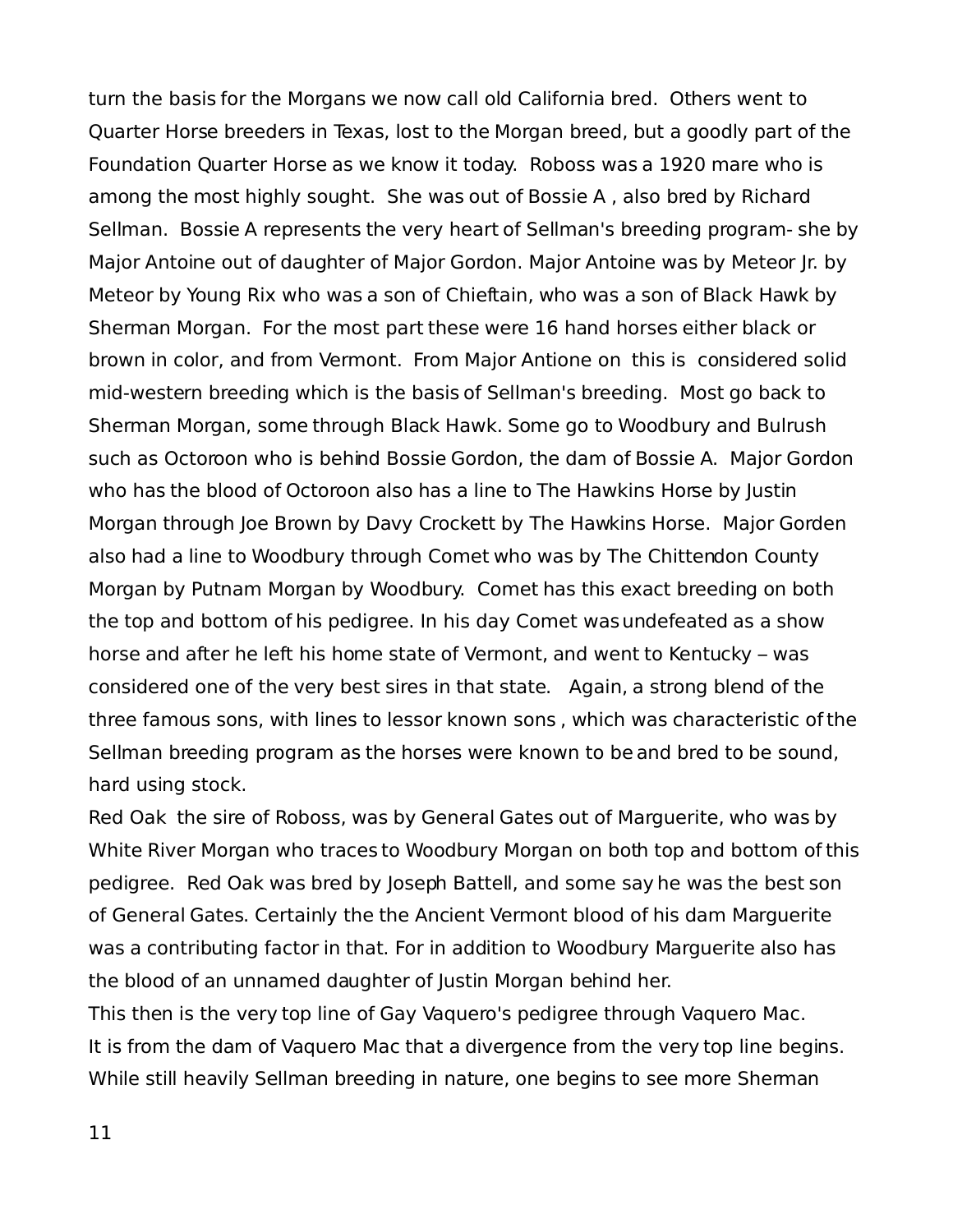turn the basis for the Morgans we now call old California bred. Others went to Quarter Horse breeders in Texas, lost to the Morgan breed, but a goodly part of the Foundation Quarter Horse as we know it today. Roboss was a 1920 mare who is among the most highly sought. She was out of Bossie A , also bred by Richard Sellman. Bossie A represents the very heart of Sellman's breeding program- she by Major Antoine out of daughter of Major Gordon. Major Antoine was by Meteor Jr. by Meteor by Young Rix who was a son of Chieftain, who was a son of Black Hawk by Sherman Morgan. For the most part these were 16 hand horses either black or brown in color, and from Vermont. From Major Antione on this is considered solid mid-western breeding which is the basis of Sellman's breeding. Most go back to Sherman Morgan, some through Black Hawk. Some go to Woodbury and Bulrush such as Octoroon who is behind Bossie Gordon, the dam of Bossie A. Major Gordon who has the blood of Octoroon also has a line to The Hawkins Horse by Justin Morgan through Joe Brown by Davy Crockett by The Hawkins Horse. Major Gorden also had a line to Woodbury through Comet who was by The Chittendon County Morgan by Putnam Morgan by Woodbury. Comet has this exact breeding on both the top and bottom of his pedigree. In his day Comet was undefeated as a show horse and after he left his home state of Vermont, and went to Kentucky – was considered one of the very best sires in that state. Again, a strong blend of the three famous sons, with lines to lessor known sons , which was characteristic of the Sellman breeding program as the horses were known to be and bred to be sound, hard using stock.

Red Oak the sire of Roboss, was by General Gates out of Marguerite, who was by White River Morgan who traces to Woodbury Morgan on both top and bottom of this pedigree. Red Oak was bred by Joseph Battell, and some say he was the best son of General Gates. Certainly the the Ancient Vermont blood of his dam Marguerite was a contributing factor in that. For in addition to Woodbury Marguerite also has the blood of an unnamed daughter of Justin Morgan behind her.

This then is the very top line of Gay Vaquero's pedigree through Vaquero Mac.

It is from the dam of Vaquero Mac that a divergence from the very top line begins. While still heavily Sellman breeding in nature, one begins to see more Sherman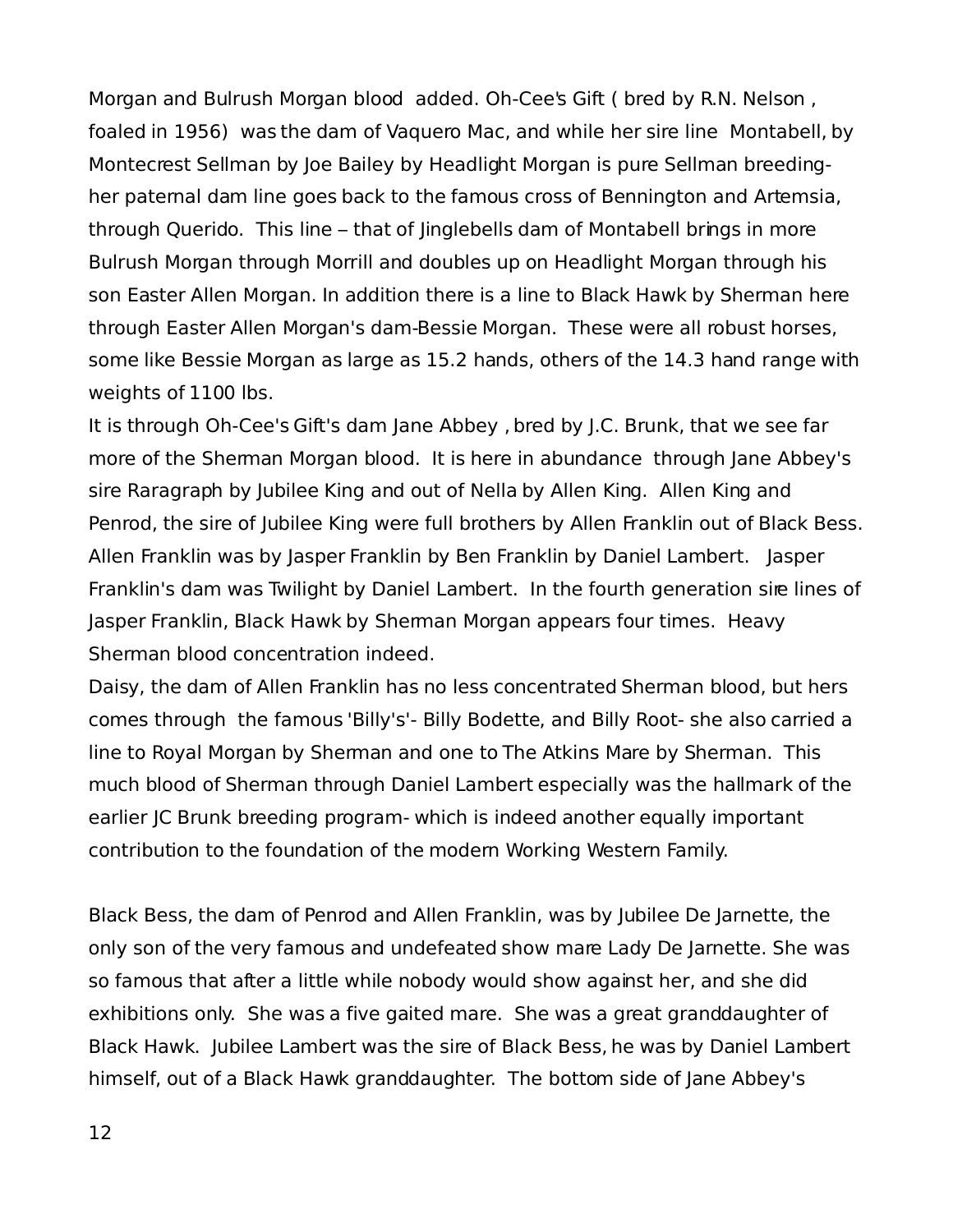Morgan and Bulrush Morgan blood added. Oh-Cee's Gift ( bred by R.N. Nelson , foaled in 1956) was the dam of Vaquero Mac, and while her sire line Montabell, by Montecrest Sellman by Joe Bailey by Headlight Morgan is pure Sellman breeding- her paternal dam line goes back to the famous cross of Bennington and Artemsia, through Querido. This line – that of Jinglebells dam of Montabell brings in more Bulrush Morgan through Morrill and doubles up on Headlight Morgan through his son Easter Allen Morgan. In addition there is a line to Black Hawk by Sherman here through Easter Allen Morgan's dam-Bessie Morgan. These were all robust horses, some like Bessie Morgan as large as 15.2 hands, others of the 14.3 hand range with weights of 1100 lbs.

It is through Oh-Cee's Gift's dam Jane Abbey , bred by J.C. Brunk, that we see far more of the Sherman Morgan blood. It is here in abundance through Jane Abbey's sire Raragraph by Jubilee King and out of Nella by Allen King. Allen King and Penrod, the sire of Jubilee King were full brothers by Allen Franklin out of Black Bess. Allen Franklin was by Jasper Franklin by Ben Franklin by Daniel Lambert. Jasper Franklin's dam was Twilight by Daniel Lambert. In the fourth generation sire lines of Jasper Franklin, Black Hawk by Sherman Morgan appears four times. Heavy Sherman blood concentration indeed.

Daisy, the dam of Allen Franklin has no less concentrated Sherman blood, but hers comes through the famous 'Billy's'- Billy Bodette, and Billy Root- she also carried a line to Royal Morgan by Sherman and one to The Atkins Mare by Sherman. This much blood of Sherman through Daniel Lambert especially was the hallmark of the earlier JC Brunk breeding program- which is indeed another equally important contribution to the foundation of the modern Working Western Family.

Black Bess, the dam of Penrod and Allen Franklin, was by Jubilee De Jarnette, the only son of the very famous and undefeated show mare Lady De Jarnette. She was so famous that after a little while nobody would show against her, and she did exhibitions only. She was a five gaited mare. She was a great granddaughter of Black Hawk. Jubilee Lambert was the sire of Black Bess, he was by Daniel Lambert himself, out of a Black Hawk granddaughter. The bottom side of Jane Abbey's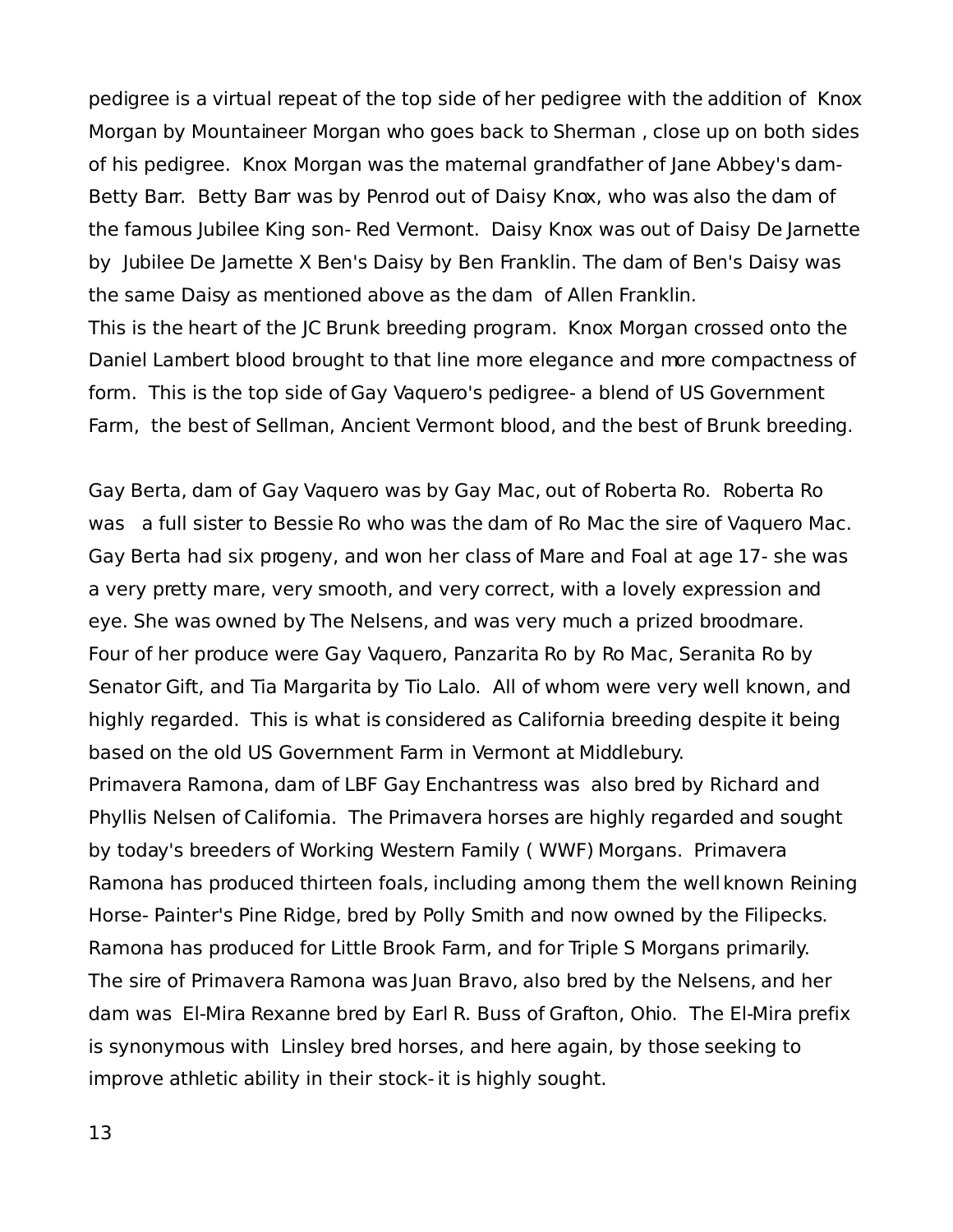pedigree is a virtual repeat of the top side of her pedigree with the addition of Knox Morgan by Mountaineer Morgan who goes back to Sherman , close up on both sides of his pedigree. Knox Morgan was the maternal grandfather of Jane Abbey's dam- Betty Barr. Betty Barr was by Penrod out of Daisy Knox, who was also the dam of the famous Jubilee King son- Red Vermont. Daisy Knox was out of Daisy De Jarnette by Jubilee De Jarnette X Ben's Daisy by Ben Franklin. The dam of Ben's Daisy was the same Daisy as mentioned above as the dam of Allen Franklin.

This is the heart of the JC Brunk breeding program. Knox Morgan crossed onto the Daniel Lambert blood brought to that line more elegance and more compactness of form. This is the top side of Gay Vaquero's pedigree- a blend of US Government Farm, the best of Sellman, Ancient Vermont blood, and the best of Brunk breeding.

Gay Berta, dam of Gay Vaquero was by Gay Mac, out of Roberta Ro. Roberta Ro was a full sister to Bessie Ro who was the dam of Ro Mac the sire of Vaquero Mac. Gay Berta had six progeny, and won her class of Mare and Foal at age 17- she was a very pretty mare, very smooth, and very correct, with a lovely expression and eye. She was owned by The Nelsens, and was very much a prized broodmare. Four of her produce were Gay Vaquero, Panzarita Ro by Ro Mac, Seranita Ro by Senator Gift, and Tia Margarita by Tio Lalo. All of whom were very well known, and highly regarded. This is what is considered as California breeding despite it being based on the old US Government Farm in Vermont at Middlebury.

Primavera Ramona, dam of LBF Gay Enchantress was also bred by Richard and Phyllis Nelsen of California. The Primavera horses are highly regarded and sought by today's breeders of Working Western Family ( WWF) Morgans. Primavera Ramona has produced thirteen foals, including among them the well known Reining Horse- Painter's Pine Ridge, bred by Polly Smith and now owned by the Filipecks. Ramona has produced for Little Brook Farm, and for Triple S Morgans primarily. The sire of Primavera Ramona was Juan Bravo, also bred by the Nelsens, and her dam was El-Mira Rexanne bred by Earl R. Buss of Grafton, Ohio. The El-Mira prefix is synonymous with Linsley bred horses, and here again, by those seeking to improve athletic ability in their stock- it is highly sought.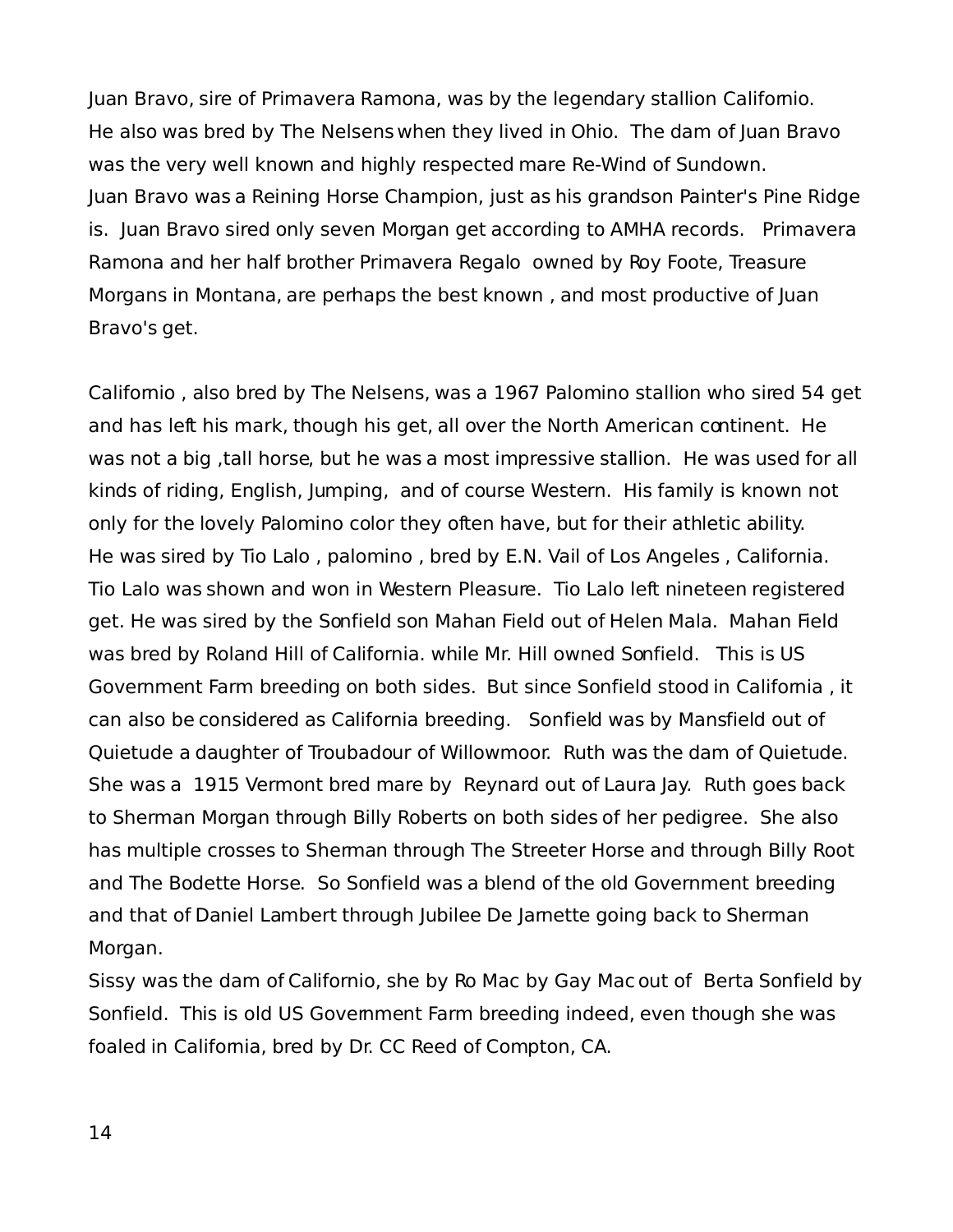Juan Bravo, sire of Primavera Ramona, was by the legendary stallion Californio. He also was bred by The Nelsens when they lived in Ohio. The dam of Juan Bravo was the very well known and highly respected mare Re-Wind of Sundown. Juan Bravo was a Reining Horse Champion, just as his grandson Painter's Pine Ridge is. Juan Bravo sired only seven Morgan get according to AMHA records. Primavera Ramona and her half brother Primavera Regalo owned by Roy Foote, Treasure Morgans in Montana, are perhaps the best known , and most productive of Juan Bravo's get.

Californio , also bred by The Nelsens, was a 1967 Palomino stallion who sired 54 get and has left his mark, though his get, all over the North American continent. He was not a big ,tall horse, but he was a most impressive stallion. He was used for all kinds of riding, English, Jumping, and of course Western. His family is known not only for the lovely Palomino color they often have, but for their athletic ability. He was sired by Tio Lalo , palomino , bred by E.N. Vail of Los Angeles , California. Tio Lalo was shown and won in Western Pleasure. Tio Lalo left nineteen registered get. He was sired by the Sonfield son Mahan Field out of Helen Mala. Mahan Field was bred by Roland Hill of California. while Mr. Hill owned Sonfield. This is US Government Farm breeding on both sides. But since Sonfield stood in California , it can also be considered as California breeding. Sonfield was by Mansfield out of Quietude a daughter of Troubadour of Willowmoor. Ruth was the dam of Quietude. She was a 1915 Vermont bred mare by Reynard out of Laura Jay. Ruth goes back to Sherman Morgan through Billy Roberts on both sides of her pedigree. She also has multiple crosses to Sherman through The Streeter Horse and through Billy Root and The Bodette Horse. So Sonfield was a blend of the old Government breeding and that of Daniel Lambert through Jubilee De Jarnette going back to Sherman Morgan.

Sissy was the dam of Californio, she by Ro Mac by Gay Mac out of Berta Sonfield by Sonfield. This is old US Government Farm breeding indeed, even though she was foaled in California, bred by Dr. CC Reed of Compton, CA.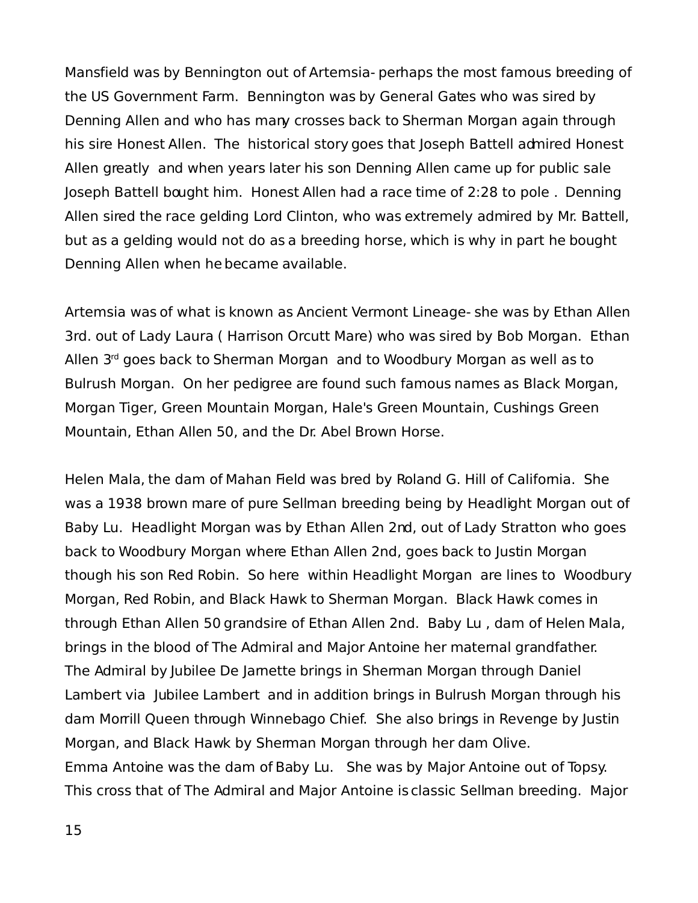Mansfield was by Bennington out of Artemsia- perhaps the most famous breeding of the US Government Farm. Bennington was by General Gates who was sired by Denning Allen and who has many crosses back to Sherman Morgan again through his sire Honest Allen. The historical story goes that Joseph Battell admired Honest Allen greatly and when years later his son Denning Allen came up for public sale Joseph Battell bought him. Honest Allen had a race time of 2:28 to pole . Denning Allen sired the race gelding Lord Clinton, who was extremely admired by Mr. Battell, but as a gelding would not do as a breeding horse, which is why in part he bought Denning Allen when he became available.

Artemsia was of what is known as Ancient Vermont Lineage- she was by Ethan Allen 3rd. out of Lady Laura ( Harrison Orcutt Mare) who was sired by Bob Morgan. Ethan Allen 3rd goes back to Sherman Morgan and to Woodbury Morgan as well as to Bulrush Morgan. On her pedigree are found such famous names as Black Morgan, Morgan Tiger, Green Mountain Morgan, Hale's Green Mountain, Cushings Green Mountain, Ethan Allen 50, and the Dr. Abel Brown Horse.

Helen Mala, the dam of Mahan Field was bred by Roland G. Hill of California. She was a 1938 brown mare of pure Sellman breeding being by Headlight Morgan out of Baby Lu. Headlight Morgan was by Ethan Allen 2nd, out of Lady Stratton who goes back to Woodbury Morgan where Ethan Allen 2nd, goes back to Justin Morgan though his son Red Robin. So here within Headlight Morgan are lines to Woodbury Morgan, Red Robin, and Black Hawk to Sherman Morgan. Black Hawk comes in through Ethan Allen 50 grandsire of Ethan Allen 2nd. Baby Lu , dam of Helen Mala, brings in the blood of The Admiral and Major Antoine her maternal grandfather. The Admiral by Jubilee De Jarnette brings in Sherman Morgan through Daniel Lambert via Jubilee Lambert and in addition brings in Bulrush Morgan through his dam Morrill Queen through Winnebago Chief. She also brings in Revenge by Justin Morgan, and Black Hawk by Sherman Morgan through her dam Olive.
Emma Antoine was the dam of Baby Lu. She was by Major Antoine out of Topsy. This cross that of The Admiral and Major Antoine is classic Sellman breeding. Major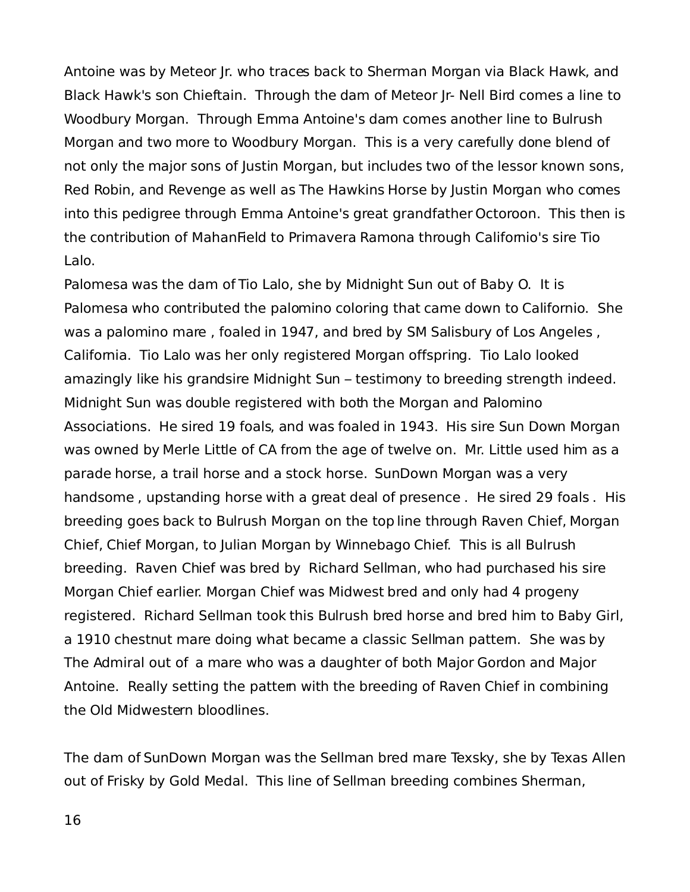Antoine was by Meteor Jr. who traces back to Sherman Morgan via Black Hawk, and Black Hawk's son Chieftain. Through the dam of Meteor Jr- Nell Bird comes a line to Woodbury Morgan. Through Emma Antoine's dam comes another line to Bulrush Morgan and two more to Woodbury Morgan. This is a very carefully done blend of not only the major sons of Justin Morgan, but includes two of the lessor known sons, Red Robin, and Revenge as well as The Hawkins Horse by Justin Morgan who comes into this pedigree through Emma Antoine's great grandfather Octoroon. This then is the contribution of MahanField to Primavera Ramona through Californio's sire Tio Lalo.

Palomesa was the dam of Tio Lalo, she by Midnight Sun out of Baby O. It is Palomesa who contributed the palomino coloring that came down to Californio. She was a palomino mare , foaled in 1947, and bred by SM Salisbury of Los Angeles , California. Tio Lalo was her only registered Morgan offspring. Tio Lalo looked amazingly like his grandsire Midnight Sun – testimony to breeding strength indeed. Midnight Sun was double registered with both the Morgan and Palomino Associations. He sired 19 foals, and was foaled in 1943. His sire Sun Down Morgan was owned by Merle Little of CA from the age of twelve on. Mr. Little used him as a parade horse, a trail horse and a stock horse. SunDown Morgan was a very handsome , upstanding horse with a great deal of presence . He sired 29 foals . His breeding goes back to Bulrush Morgan on the top line through Raven Chief, Morgan Chief, Chief Morgan, to Julian Morgan by Winnebago Chief. This is all Bulrush breeding. Raven Chief was bred by Richard Sellman, who had purchased his sire Morgan Chief earlier. Morgan Chief was Midwest bred and only had 4 progeny registered. Richard Sellman took this Bulrush bred horse and bred him to Baby Girl, a 1910 chestnut mare doing what became a classic Sellman pattern. She was by The Admiral out of a mare who was a daughter of both Major Gordon and Major Antoine. Really setting the pattern with the breeding of Raven Chief in combining the Old Midwestern bloodlines.

The dam of SunDown Morgan was the Sellman bred mare Texsky, she by Texas Allen out of Frisky by Gold Medal. This line of Sellman breeding combines Sherman,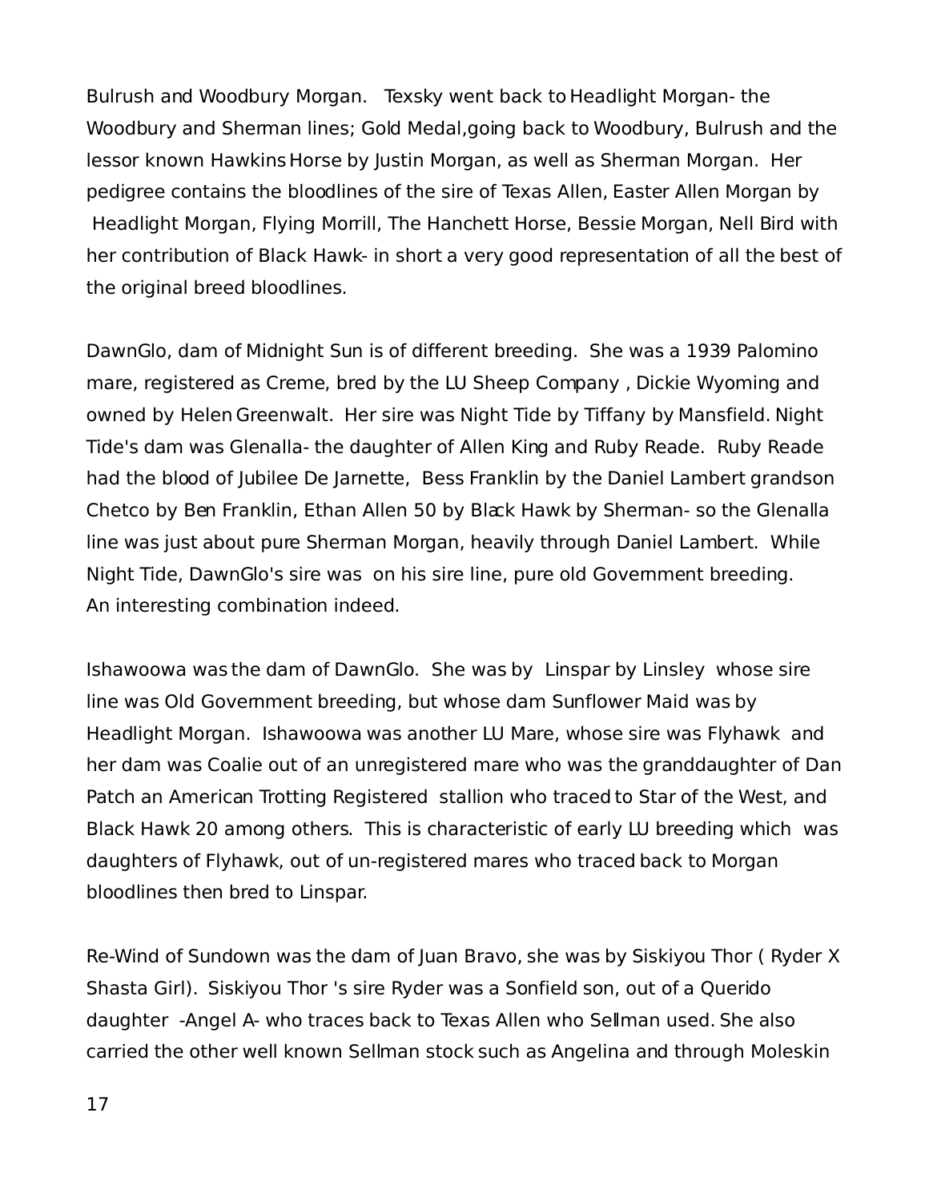Bulrush and Woodbury Morgan. Texsky went back to Headlight Morgan- the Woodbury and Sherman lines; Gold Medal,going back to Woodbury, Bulrush and the lessor known Hawkins Horse by Justin Morgan, as well as Sherman Morgan. Her pedigree contains the bloodlines of the sire of Texas Allen, Easter Allen Morgan by Headlight Morgan, Flying Morrill, The Hanchett Horse, Bessie Morgan, Nell Bird with her contribution of Black Hawk- in short a very good representation of all the best of the original breed bloodlines.

DawnGlo, dam of Midnight Sun is of different breeding. She was a 1939 Palomino mare, registered as Creme, bred by the LU Sheep Company , Dickie Wyoming and owned by Helen Greenwalt. Her sire was Night Tide by Tiffany by Mansfield. Night Tide's dam was Glenalla- the daughter of Allen King and Ruby Reade. Ruby Reade had the blood of Jubilee De Jarnette, Bess Franklin by the Daniel Lambert grandson Chetco by Ben Franklin, Ethan Allen 50 by Black Hawk by Sherman- so the Glenalla line was just about pure Sherman Morgan, heavily through Daniel Lambert. While Night Tide, DawnGlo's sire was on his sire line, pure old Government breeding. An interesting combination indeed.

Ishawoowa was the dam of DawnGlo. She was by Linspar by Linsley whose sire line was Old Government breeding, but whose dam Sunflower Maid was by Headlight Morgan. Ishawoowa was another LU Mare, whose sire was Flyhawk and her dam was Coalie out of an unregistered mare who was the granddaughter of Dan Patch an American Trotting Registered stallion who traced to Star of the West, and Black Hawk 20 among others. This is characteristic of early LU breeding which was daughters of Flyhawk, out of un-registered mares who traced back to Morgan bloodlines then bred to Linspar.

Re-Wind of Sundown was the dam of Juan Bravo, she was by Siskiyou Thor ( Ryder X Shasta Girl). Siskiyou Thor 's sire Ryder was a Sonfield son, out of a Querido daughter -Angel A- who traces back to Texas Allen who Sellman used. She also carried the other well known Sellman stock such as Angelina and through Moleskin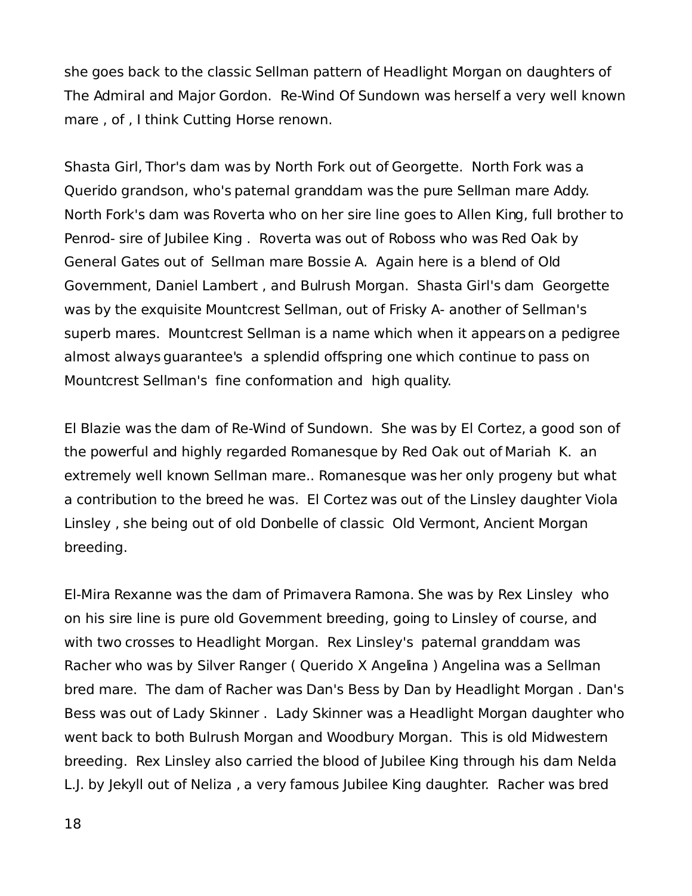she goes back to the classic Sellman pattern of Headlight Morgan on daughters of The Admiral and Major Gordon.  Re-Wind Of Sundown was herself a very well known mare , of , I think Cutting Horse renown.

Shasta Girl, Thor's dam was by North Fork out of Georgette.  North Fork was a Querido grandson, who's paternal granddam was the pure Sellman mare Addy.  North Fork's dam was Roverta who on her sire line goes to Allen King, full brother to Penrod- sire of Jubilee King .  Roverta was out of Roboss who was Red Oak by General Gates out of  Sellman mare Bossie A.  Again here is a blend of Old Government, Daniel Lambert , and Bulrush Morgan.  Shasta Girl's dam  Georgette was by the exquisite Mountcrest Sellman, out of Frisky A- another of Sellman's superb mares.  Mountcrest Sellman is a name which when it appears on a pedigree almost always guarantee's  a splendid offspring one which continue to pass on Mountcrest Sellman's  fine conformation and  high quality.

El Blazie was the dam of Re-Wind of Sundown.  She was by El Cortez, a good son of the powerful and highly regarded Romanesque by Red Oak out of Mariah  K.  an extremely well known Sellman mare.. Romanesque was her only progeny but what a contribution to the breed he was.  El Cortez was out of the Linsley daughter Viola Linsley , she being out of old Donbelle of classic  Old Vermont, Ancient Morgan breeding.

El-Mira Rexanne was the dam of Primavera Ramona. She was by Rex Linsley  who on his sire line is pure old Government breeding, going to Linsley of course, and with two crosses to Headlight Morgan.  Rex Linsley's  paternal granddam was Racher who was by Silver Ranger ( Querido X Angelina ) Angelina was a Sellman bred mare.  The dam of Racher was Dan's Bess by Dan by Headlight Morgan . Dan's Bess was out of Lady Skinner .  Lady Skinner was a Headlight Morgan daughter who went back to both Bulrush Morgan and Woodbury Morgan.  This is old Midwestern breeding.  Rex Linsley also carried the blood of Jubilee King through his dam Nelda L.J. by Jekyll out of Neliza , a very famous Jubilee King daughter.  Racher was bred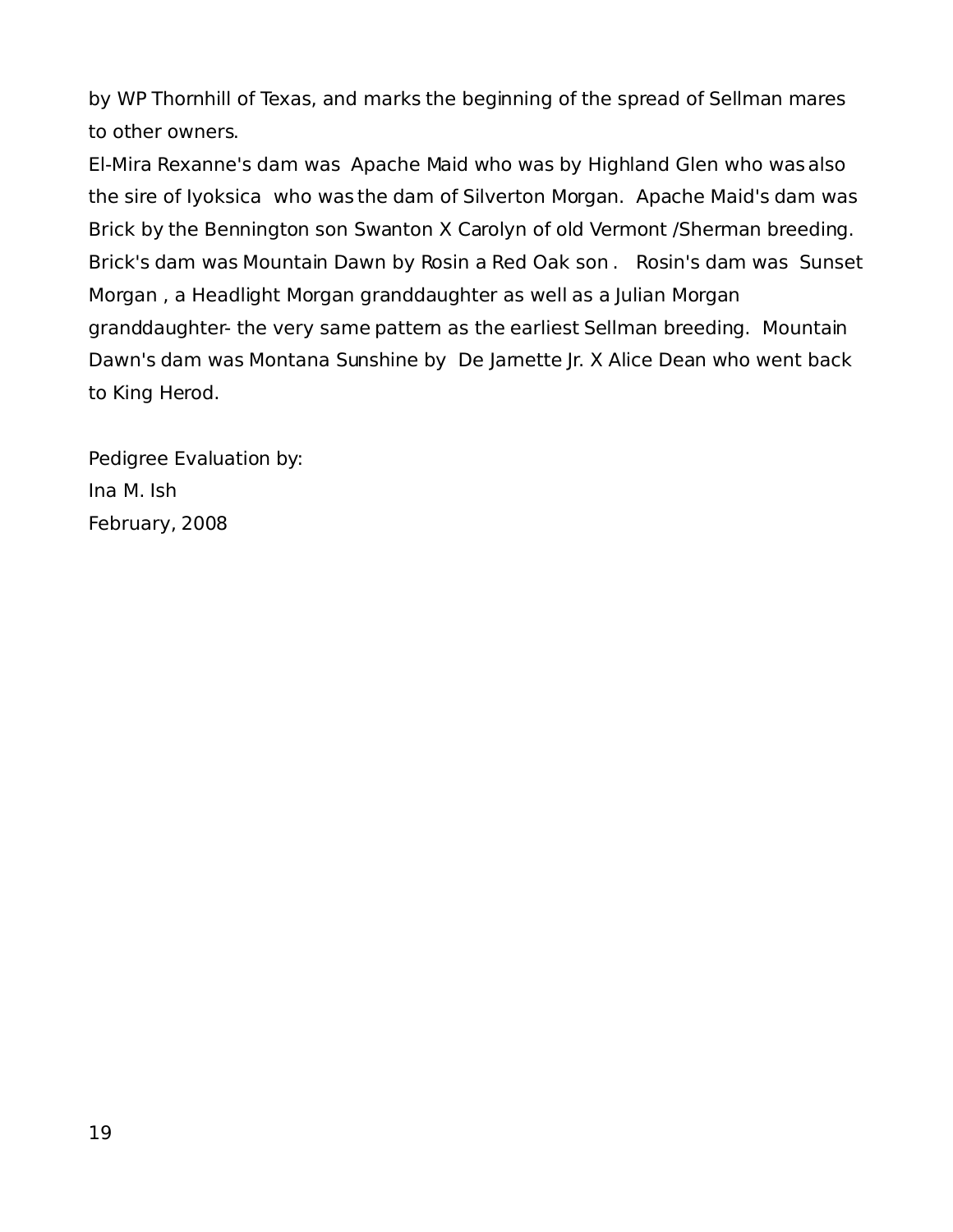by WP Thornhill of Texas, and marks the beginning of the spread of Sellman mares to other owners.

El-Mira Rexanne's dam was Apache Maid who was by Highland Glen who was also the sire of Iyoksica who was the dam of Silverton Morgan. Apache Maid's dam was Brick by the Bennington son Swanton X Carolyn of old Vermont /Sherman breeding. Brick's dam was Mountain Dawn by Rosin a Red Oak son . Rosin's dam was Sunset Morgan , a Headlight Morgan granddaughter as well as a Julian Morgan granddaughter- the very same pattern as the earliest Sellman breeding. Mountain Dawn's dam was Montana Sunshine by De Jarnette Jr. X Alice Dean who went back to King Herod.

Pedigree Evaluation by:
Ina M. Ish
February, 2008